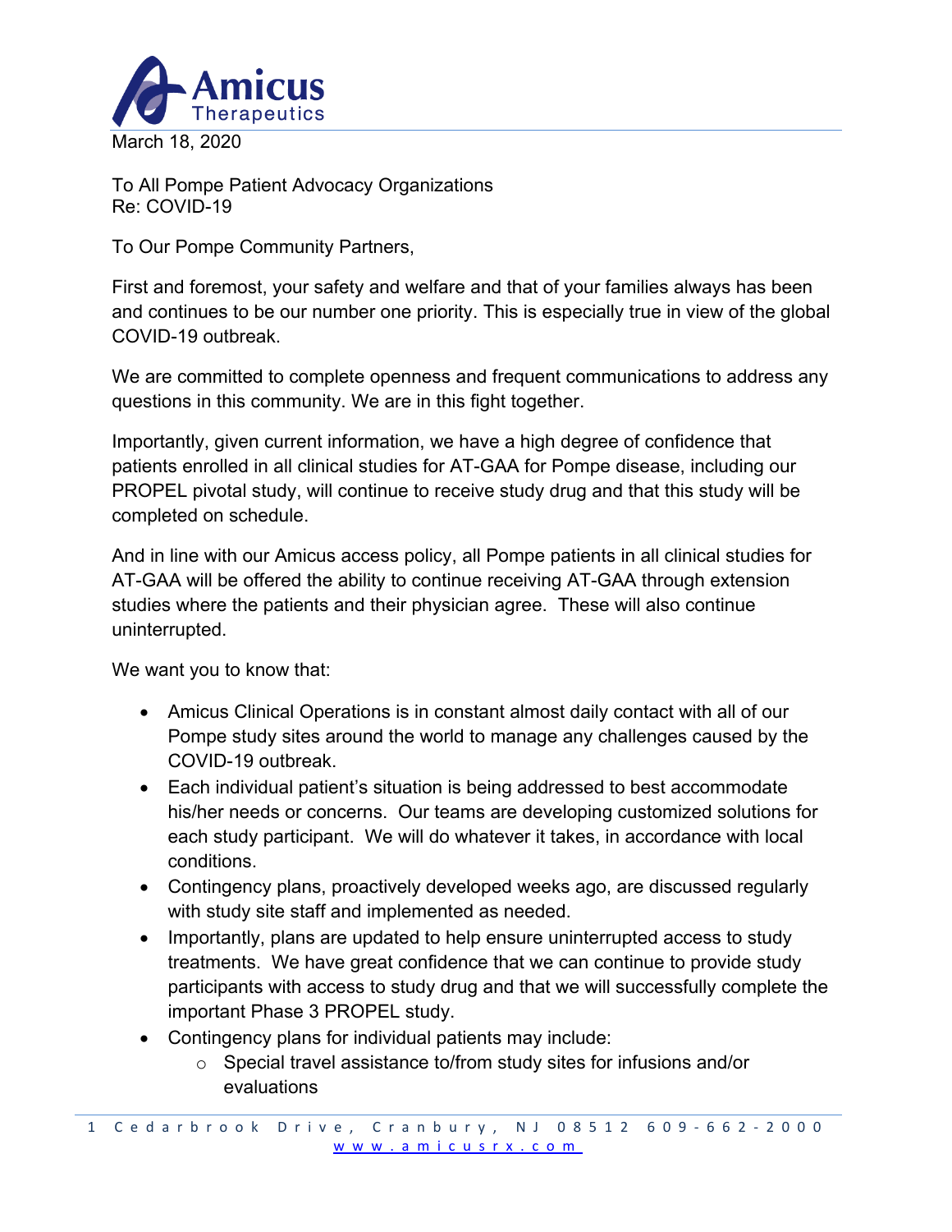March 18, 2020

To All Pompe Patient Advocacy Organizations
Re: COVID-19

To Our Pompe Community Partners,

First and foremost, your safety and welfare and that of your families always has been and continues to be our number one priority. This is especially true in view of the global COVID-19 outbreak.

We are committed to complete openness and frequent communications to address any questions in this community. We are in this fight together.

Importantly, given current information, we have a high degree of confidence that patients enrolled in all clinical studies for AT-GAA for Pompe disease, including our PROPEL pivotal study, will continue to receive study drug and that this study will be completed on schedule.

And in line with our Amicus access policy, all Pompe patients in all clinical studies for AT-GAA will be offered the ability to continue receiving AT-GAA through extension studies where the patients and their physician agree. These will also continue uninterrupted.

We want you to know that:

- Amicus Clinical Operations is in constant almost daily contact with all of our Pompe study sites around the world to manage any challenges caused by the COVID-19 outbreak.
- Each individual patient's situation is being addressed to best accommodate his/her needs or concerns. Our teams are developing customized solutions for each study participant. We will do whatever it takes, in accordance with local conditions.
- Contingency plans, proactively developed weeks ago, are discussed regularly with study site staff and implemented as needed.
- Importantly, plans are updated to help ensure uninterrupted access to study treatments. We have great confidence that we can continue to provide study participants with access to study drug and that we will successfully complete the important Phase 3 PROPEL study.
- Contingency plans for individual patients may include:
  - Special travel assistance to/from study sites for infusions and/or evaluations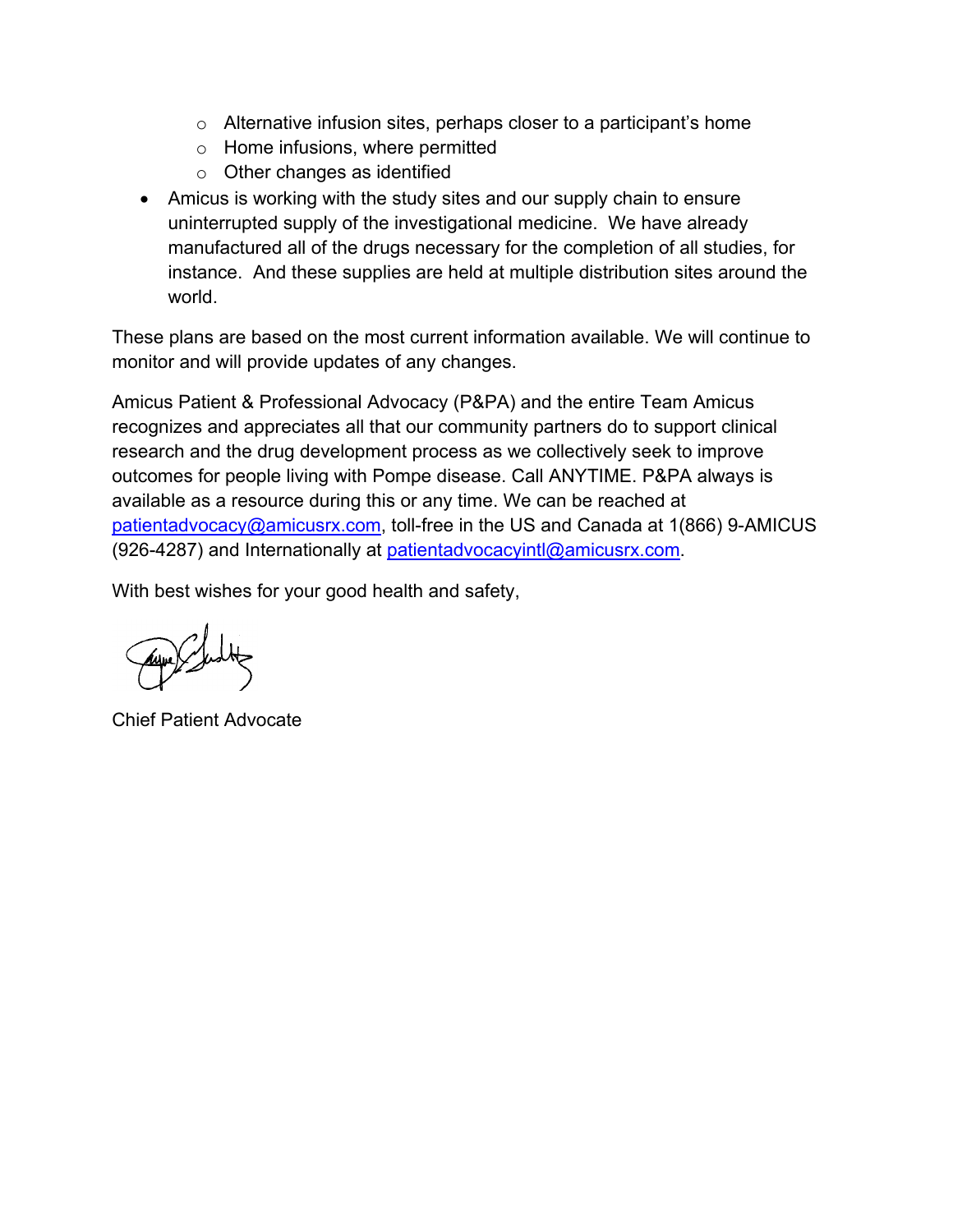- Alternative infusion sites, perhaps closer to a participant's home
  - Home infusions, where permitted
  - Other changes as identified
- Amicus is working with the study sites and our supply chain to ensure uninterrupted supply of the investigational medicine. We have already manufactured all of the drugs necessary for the completion of all studies, for instance. And these supplies are held at multiple distribution sites around the world.

These plans are based on the most current information available. We will continue to monitor and will provide updates of any changes.

Amicus Patient & Professional Advocacy (P&PA) and the entire Team Amicus recognizes and appreciates all that our community partners do to support clinical research and the drug development process as we collectively seek to improve outcomes for people living with Pompe disease. Call ANYTIME. P&PA always is available as a resource during this or any time. We can be reached at patientadvocacy@amicusrx.com, toll-free in the US and Canada at 1(866) 9-AMICUS (926-4287) and Internationally at patientadvocacyintl@amicusrx.com.

With best wishes for your good health and safety,

Chief Patient Advocate